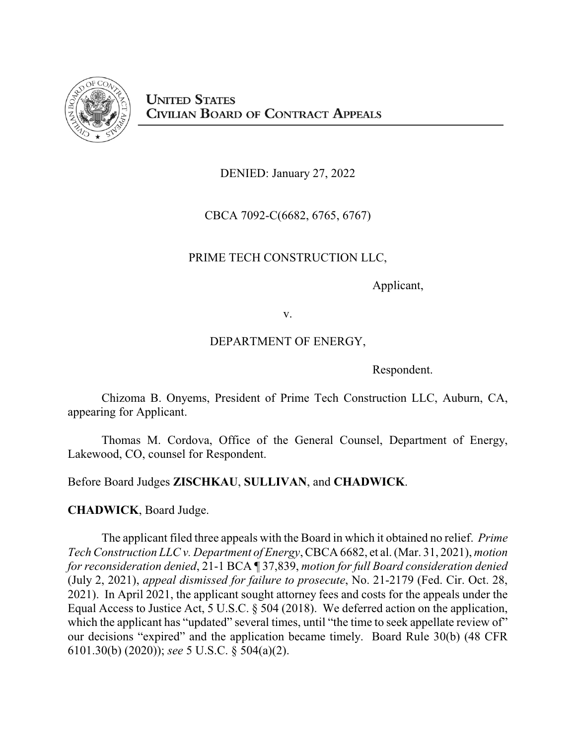# UNITED STATES CIVILIAN BOARD OF CONTRACT APPEALS

DENIED: January 27, 2022

CBCA 7092-C(6682, 6765, 6767)

PRIME TECH CONSTRUCTION LLC,

Applicant,

v.

DEPARTMENT OF ENERGY,

Respondent.

Chizoma B. Onyems, President of Prime Tech Construction LLC, Auburn, CA, appearing for Applicant.

Thomas M. Cordova, Office of the General Counsel, Department of Energy, Lakewood, CO, counsel for Respondent.

Before Board Judges **ZISCHKAU**, **SULLIVAN**, and **CHADWICK**.

**CHADWICK**, Board Judge.

The applicant filed three appeals with the Board in which it obtained no relief. *Prime Tech Construction LLC v. Department of Energy*, CBCA 6682, et al. (Mar. 31, 2021), *motion for reconsideration denied*, 21-1 BCA ¶ 37,839, *motion for full Board consideration denied* (July 2, 2021), *appeal dismissed for failure to prosecute*, No. 21-2179 (Fed. Cir. Oct. 28, 2021). In April 2021, the applicant sought attorney fees and costs for the appeals under the Equal Access to Justice Act, 5 U.S.C. § 504 (2018). We deferred action on the application, which the applicant has "updated" several times, until "the time to seek appellate review of" our decisions "expired" and the application became timely. Board Rule 30(b) (48 CFR 6101.30(b) (2020)); *see* 5 U.S.C. § 504(a)(2).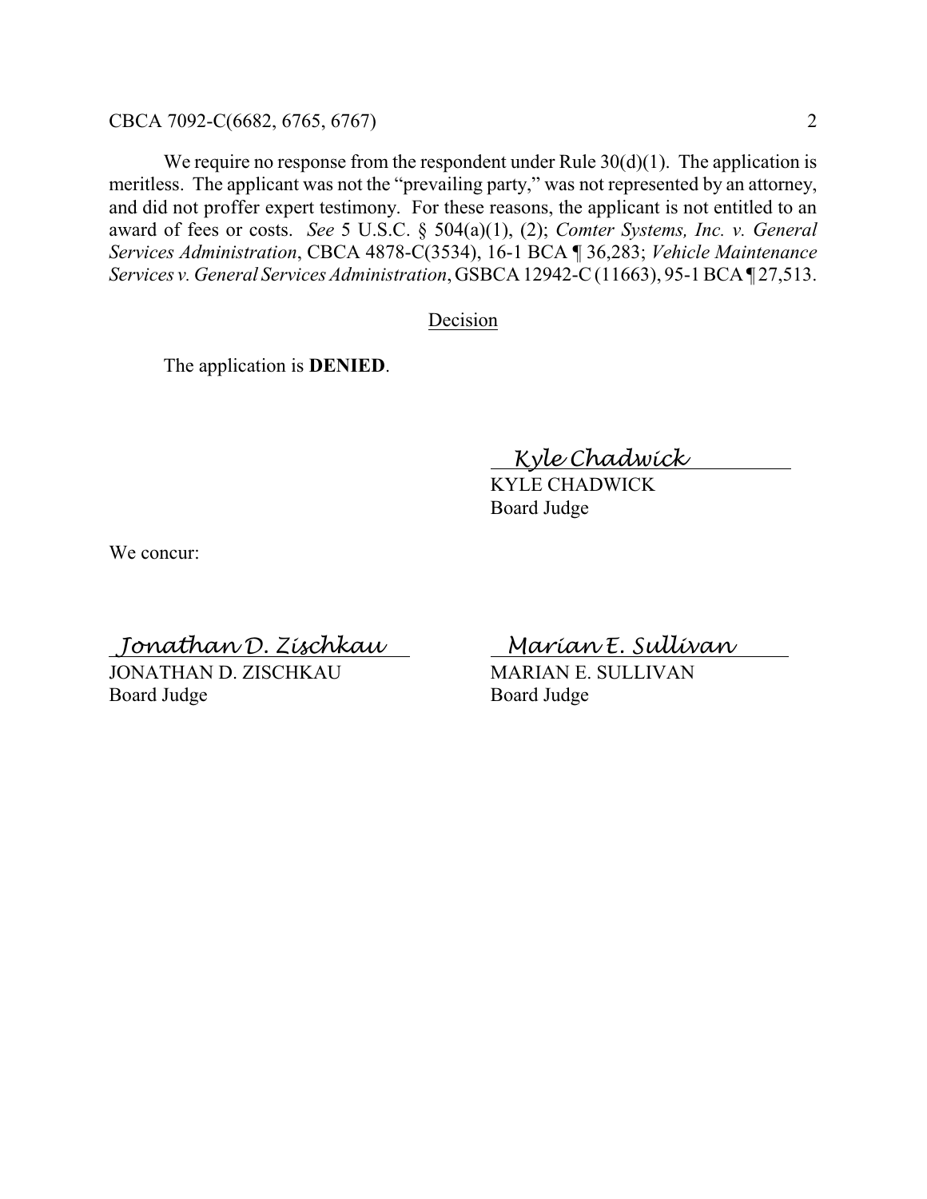We require no response from the respondent under Rule 30(d)(1). The application is meritless. The applicant was not the "prevailing party," was not represented by an attorney, and did not proffer expert testimony. For these reasons, the applicant is not entitled to an award of fees or costs. *See* 5 U.S.C. § 504(a)(1), (2); *Comter Systems, Inc. v. General Services Administration*, CBCA 4878-C(3534), 16-1 BCA ¶ 36,283; *Vehicle Maintenance Services v. General Services Administration*, GSBCA 12942-C (11663), 95-1 BCA ¶ 27,513.

## Decision

The application is **DENIED**.

*Kyle Chadwick*
KYLE CHADWICK
Board Judge

We concur:

*Jonathan D. Zischkau*
JONATHAN D. ZISCHKAU
Board Judge

*Marian E. Sullivan*
MARIAN E. SULLIVAN
Board Judge